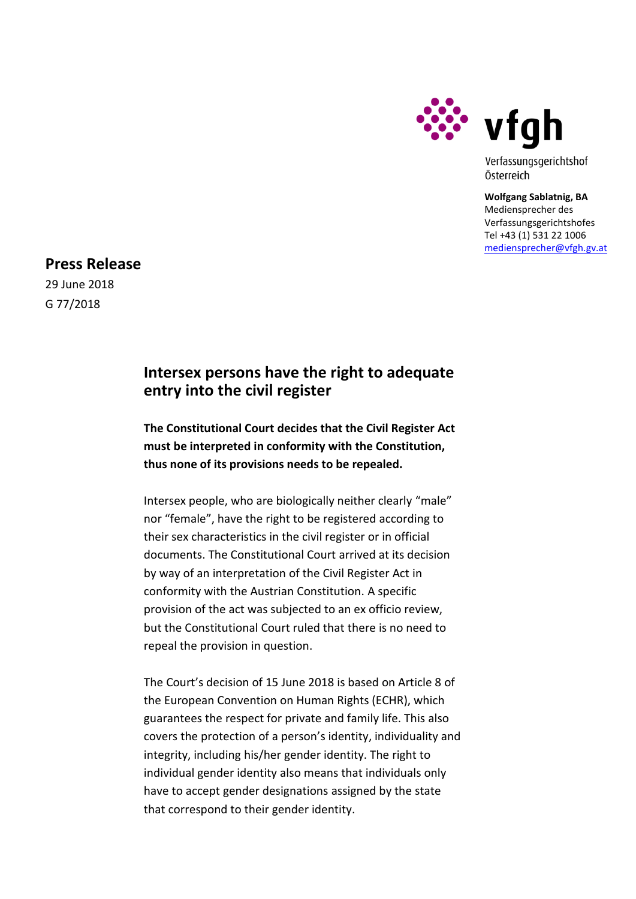vfgh

Verfassungsgerichtshof
Österreich

**Wolfgang Sablatnig, BA**
Mediensprecher des
Verfassungsgerichtshofes
Tel +43 (1) 531 22 1006
mediensprecher@vfgh.gv.at

# Press Release

29 June 2018

G 77/2018

## Intersex persons have the right to adequate entry into the civil register

**The Constitutional Court decides that the Civil Register Act must be interpreted in conformity with the Constitution, thus none of its provisions needs to be repealed.**

Intersex people, who are biologically neither clearly "male" nor "female", have the right to be registered according to their sex characteristics in the civil register or in official documents. The Constitutional Court arrived at its decision by way of an interpretation of the Civil Register Act in conformity with the Austrian Constitution. A specific provision of the act was subjected to an ex officio review, but the Constitutional Court ruled that there is no need to repeal the provision in question.

The Court's decision of 15 June 2018 is based on Article 8 of the European Convention on Human Rights (ECHR), which guarantees the respect for private and family life. This also covers the protection of a person's identity, individuality and integrity, including his/her gender identity. The right to individual gender identity also means that individuals only have to accept gender designations assigned by the state that correspond to their gender identity.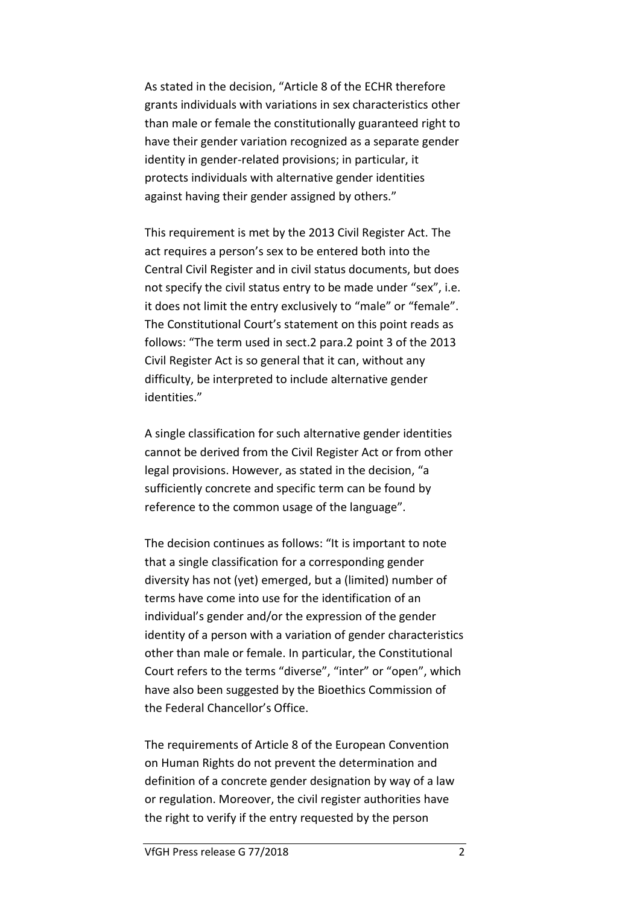As stated in the decision, "Article 8 of the ECHR therefore grants individuals with variations in sex characteristics other than male or female the constitutionally guaranteed right to have their gender variation recognized as a separate gender identity in gender-related provisions; in particular, it protects individuals with alternative gender identities against having their gender assigned by others."

This requirement is met by the 2013 Civil Register Act. The act requires a person's sex to be entered both into the Central Civil Register and in civil status documents, but does not specify the civil status entry to be made under "sex", i.e. it does not limit the entry exclusively to "male" or "female". The Constitutional Court's statement on this point reads as follows: "The term used in sect.2 para.2 point 3 of the 2013 Civil Register Act is so general that it can, without any difficulty, be interpreted to include alternative gender identities."

A single classification for such alternative gender identities cannot be derived from the Civil Register Act or from other legal provisions. However, as stated in the decision, "a sufficiently concrete and specific term can be found by reference to the common usage of the language".

The decision continues as follows: "It is important to note that a single classification for a corresponding gender diversity has not (yet) emerged, but a (limited) number of terms have come into use for the identification of an individual's gender and/or the expression of the gender identity of a person with a variation of gender characteristics other than male or female. In particular, the Constitutional Court refers to the terms "diverse", "inter" or "open", which have also been suggested by the Bioethics Commission of the Federal Chancellor's Office.

The requirements of Article 8 of the European Convention on Human Rights do not prevent the determination and definition of a concrete gender designation by way of a law or regulation. Moreover, the civil register authorities have the right to verify if the entry requested by the person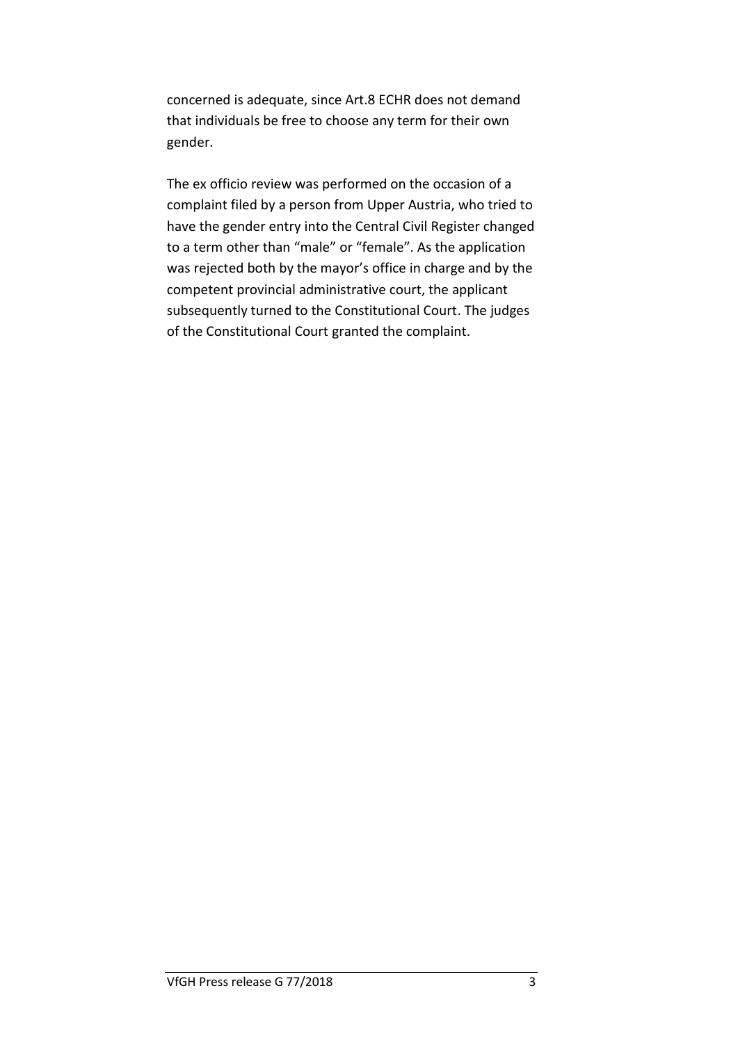concerned is adequate, since Art.8 ECHR does not demand that individuals be free to choose any term for their own gender.

The ex officio review was performed on the occasion of a complaint filed by a person from Upper Austria, who tried to have the gender entry into the Central Civil Register changed to a term other than “male” or “female”. As the application was rejected both by the mayor’s office in charge and by the competent provincial administrative court, the applicant subsequently turned to the Constitutional Court. The judges of the Constitutional Court granted the complaint.